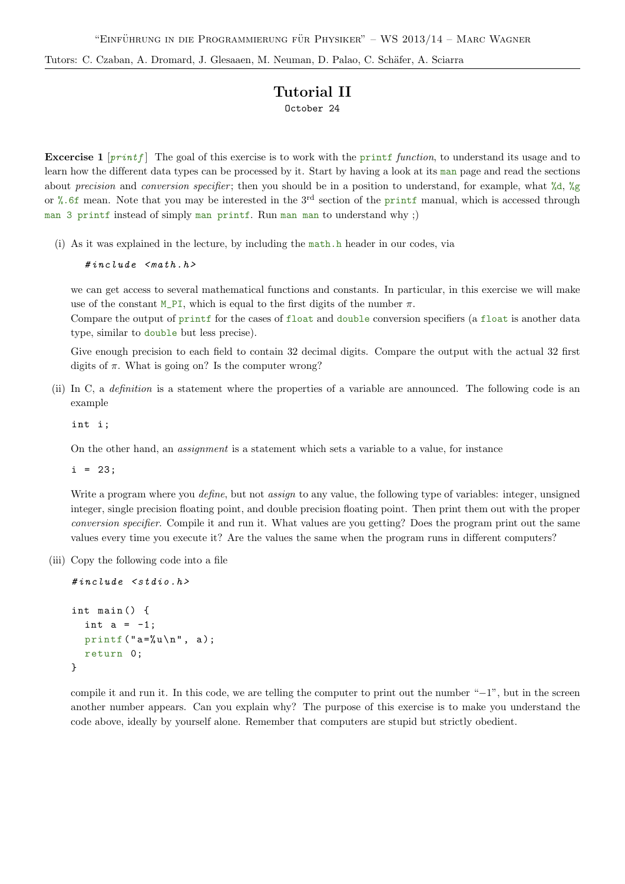"Einführung in die Programmierung für Physiker" – WS 2013/14 – Marc Wagner

Tutors: C. Czaban, A. Dromard, J. Glesaaen, M. Neuman, D. Palao, C. Schäfer, A. Sciarra

# Tutorial II

October 24

**Excercise 1** [*printf*] The goal of this exercise is to work with the `printf` *function*, to understand its usage and to learn how the different data types can be processed by it. Start by having a look at its `man` page and read the sections about *precision* and *conversion specifier*; then you should be in a position to understand, for example, what `%d`, `%g` or `%.6f` mean. Note that you may be interested in the 3rd section of the `printf` manual, which is accessed through `man 3 printf` instead of simply `man printf`. Run `man man` to understand why ;)

(i) As it was explained in the lecture, by including the `math.h` header in our codes, via

```
#include <math.h>
```

we can get access to several mathematical functions and constants. In particular, in this exercise we will make use of the constant `M_PI`, which is equal to the first digits of the number $\pi$.
Compare the output of `printf` for the cases of `float` and `double` conversion specifiers (a `float` is another data type, similar to `double` but less precise).

Give enough precision to each field to contain 32 decimal digits. Compare the output with the actual 32 first digits of $\pi$. What is going on? Is the computer wrong?

(ii) In C, a *definition* is a statement where the properties of a variable are announced. The following code is an example

```
int i;
```

On the other hand, an *assignment* is a statement which sets a variable to a value, for instance

```
i = 23;
```

Write a program where you *define*, but not *assign* to any value, the following type of variables: integer, unsigned integer, single precision floating point, and double precision floating point. Then print them out with the proper *conversion specifier*. Compile it and run it. What values are you getting? Does the program print out the same values every time you execute it? Are the values the same when the program runs in different computers?

(iii) Copy the following code into a file

```
#include <stdio.h>

int main() {
  int a = -1;
  printf("a=%u\n", a);
  return 0;
}
```

compile it and run it. In this code, we are telling the computer to print out the number "$-1$", but in the screen another number appears. Can you explain why? The purpose of this exercise is to make you understand the code above, ideally by yourself alone. Remember that computers are stupid but strictly obedient.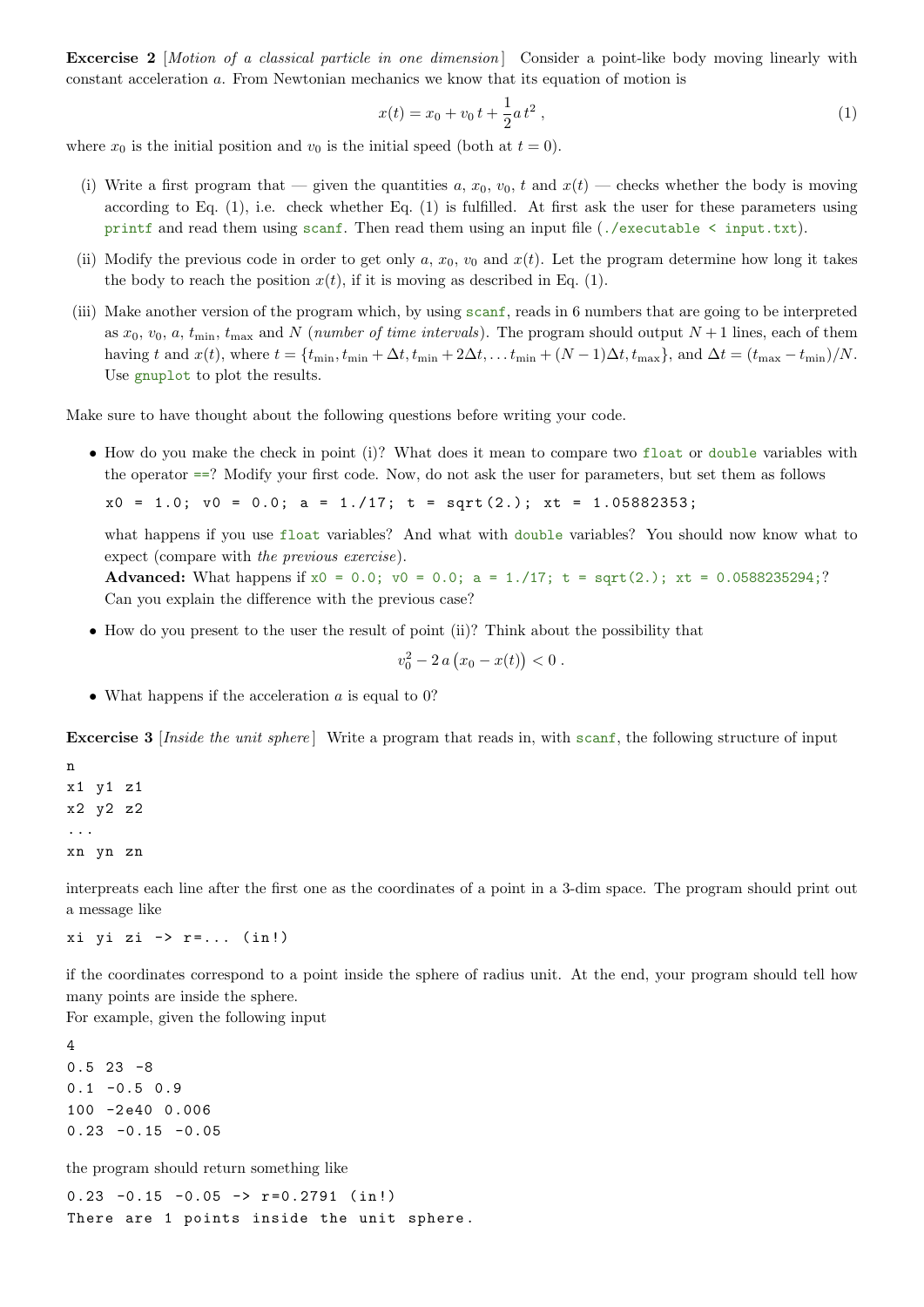**Excercise 2** [*Motion of a classical particle in one dimension*] Consider a point-like body moving linearly with constant acceleration $a$. From Newtonian mechanics we know that its equation of motion is

$$x(t) = x_0 + v_0\,t + \frac{1}{2}a\,t^2\,, \tag{1}$$

where $x_0$ is the initial position and $v_0$ is the initial speed (both at $t = 0$).

(i) Write a first program that — given the quantities $a$, $x_0$, $v_0$, $t$ and $x(t)$ — checks whether the body is moving according to Eq. (1), i.e. check whether Eq. (1) is fulfilled. At first ask the user for these parameters using `printf` and read them using `scanf`. Then read them using an input file (`./executable < input.txt`).

(ii) Modify the previous code in order to get only $a$, $x_0$, $v_0$ and $x(t)$. Let the program determine how long it takes the body to reach the position $x(t)$, if it is moving as described in Eq. (1).

(iii) Make another version of the program which, by using `scanf`, reads in 6 numbers that are going to be interpreted as $x_0$, $v_0$, $a$, $t_{\min}$, $t_{\max}$ and $N$ (*number of time intervals*). The program should output $N+1$ lines, each of them having $t$ and $x(t)$, where $t = \{t_{\min}, t_{\min} + \Delta t, t_{\min} + 2\Delta t, \ldots t_{\min} + (N-1)\Delta t, t_{\max}\}$, and $\Delta t = (t_{\max} - t_{\min})/N$. Use `gnuplot` to plot the results.

Make sure to have thought about the following questions before writing your code.

- How do you make the check in point (i)? What does it mean to compare two `float` or `double` variables with the operator `==`? Modify your first code. Now, do not ask the user for parameters, but set them as follows

  ```
  x0 = 1.0; v0 = 0.0; a = 1./17; t = sqrt(2.); xt = 1.05882353;
  ```

  what happens if you use `float` variables? And what with `double` variables? You should now know what to expect (compare with *the previous exercise*).
  **Advanced:** What happens if `x0 = 0.0; v0 = 0.0; a = 1./17; t = sqrt(2.); xt = 0.0588235294;`? Can you explain the difference with the previous case?

- How do you present to the user the result of point (ii)? Think about the possibility that

  $$v_0^2 - 2\,a\,\big(x_0 - x(t)\big) < 0\,.$$

- What happens if the acceleration $a$ is equal to 0?

**Excercise 3** [*Inside the unit sphere*] Write a program that reads in, with `scanf`, the following structure of input

```
n
x1 y1 z1
x2 y2 z2
...
xn yn zn
```

interpreats each line after the first one as the coordinates of a point in a 3-dim space. The program should print out a message like

```
xi yi zi -> r=... (in!)
```

if the coordinates correspond to a point inside the sphere of radius unit. At the end, your program should tell how many points are inside the sphere.
For example, given the following input

```
4
0.5 23 -8
0.1 -0.5 0.9
100 -2e40 0.006
0.23 -0.15 -0.05
```

the program should return something like

```
0.23 -0.15 -0.05 -> r=0.2791 (in!)
There are 1 points inside the unit sphere.
```